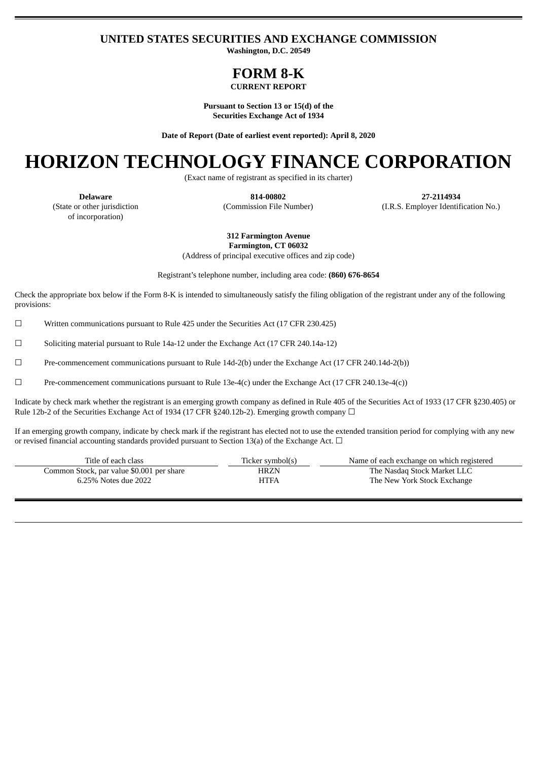# UNITED STATES SECURITIES AND EXCHANGE COMMISSION

**Washington, D.C. 20549**

# FORM 8-K

**CURRENT REPORT**

**Pursuant to Section 13 or 15(d) of the Securities Exchange Act of 1934**

**Date of Report (Date of earliest event reported): April 8, 2020**

# HORIZON TECHNOLOGY FINANCE CORPORATION

(Exact name of registrant as specified in its charter)

| **Delaware** | **814-00802** | **27-2114934** |
|---|---|---|
| (State or other jurisdiction of incorporation) | (Commission File Number) | (I.R.S. Employer Identification No.) |

**312 Farmington Avenue**
**Farmington, CT 06032**
(Address of principal executive offices and zip code)

Registrant's telephone number, including area code: **(860) 676-8654**

Check the appropriate box below if the Form 8-K is intended to simultaneously satisfy the filing obligation of the registrant under any of the following provisions:

☐ Written communications pursuant to Rule 425 under the Securities Act (17 CFR 230.425)

☐ Soliciting material pursuant to Rule 14a-12 under the Exchange Act (17 CFR 240.14a-12)

☐ Pre-commencement communications pursuant to Rule 14d-2(b) under the Exchange Act (17 CFR 240.14d-2(b))

☐ Pre-commencement communications pursuant to Rule 13e-4(c) under the Exchange Act (17 CFR 240.13e-4(c))

Indicate by check mark whether the registrant is an emerging growth company as defined in Rule 405 of the Securities Act of 1933 (17 CFR §230.405) or Rule 12b-2 of the Securities Exchange Act of 1934 (17 CFR §240.12b-2). Emerging growth company ☐

If an emerging growth company, indicate by check mark if the registrant has elected not to use the extended transition period for complying with any new or revised financial accounting standards provided pursuant to Section 13(a) of the Exchange Act. ☐

| Title of each class | Ticker symbol(s) | Name of each exchange on which registered |
|---|---|---|
| Common Stock, par value $0.001 per share | HRZN | The Nasdaq Stock Market LLC |
| 6.25% Notes due 2022 | HTFA | The New York Stock Exchange |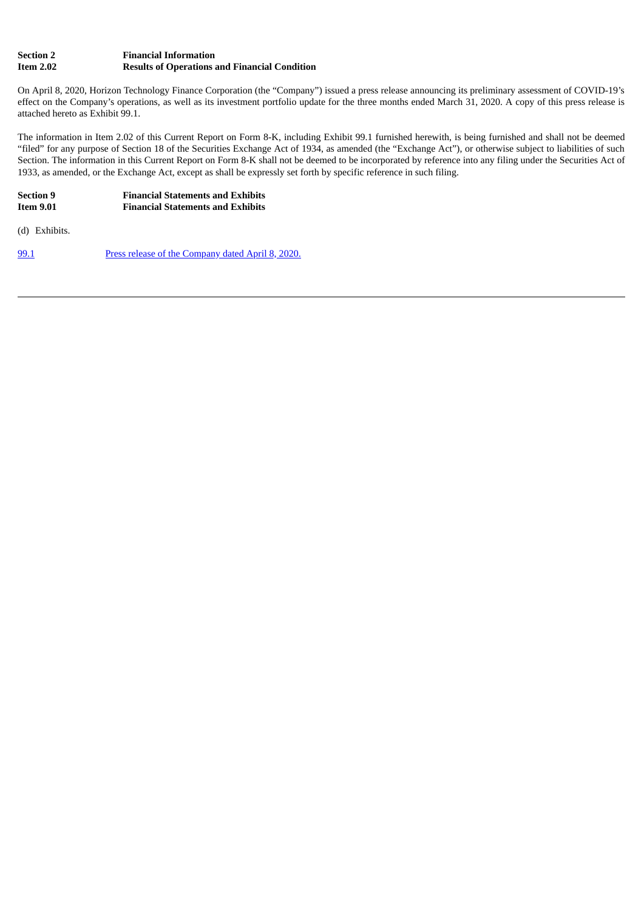**Section 2** **Financial Information**
**Item 2.02** **Results of Operations and Financial Condition**

On April 8, 2020, Horizon Technology Finance Corporation (the "Company") issued a press release announcing its preliminary assessment of COVID-19's effect on the Company's operations, as well as its investment portfolio update for the three months ended March 31, 2020. A copy of this press release is attached hereto as Exhibit 99.1.

The information in Item 2.02 of this Current Report on Form 8-K, including Exhibit 99.1 furnished herewith, is being furnished and shall not be deemed "filed" for any purpose of Section 18 of the Securities Exchange Act of 1934, as amended (the "Exchange Act"), or otherwise subject to liabilities of such Section. The information in this Current Report on Form 8-K shall not be deemed to be incorporated by reference into any filing under the Securities Act of 1933, as amended, or the Exchange Act, except as shall be expressly set forth by specific reference in such filing.

**Section 9** **Financial Statements and Exhibits**
**Item 9.01** **Financial Statements and Exhibits**

(d) Exhibits.

99.1 Press release of the Company dated April 8, 2020.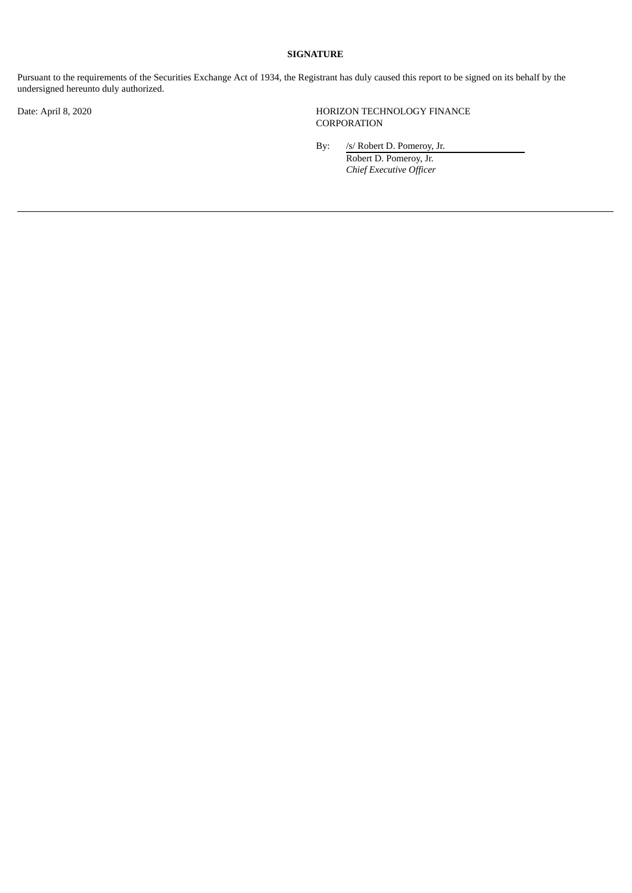**SIGNATURE**

Pursuant to the requirements of the Securities Exchange Act of 1934, the Registrant has duly caused this report to be signed on its behalf by the undersigned hereunto duly authorized.

Date: April 8, 2020

HORIZON TECHNOLOGY FINANCE CORPORATION

By: /s/ Robert D. Pomeroy, Jr.
Robert D. Pomeroy, Jr.
*Chief Executive Officer*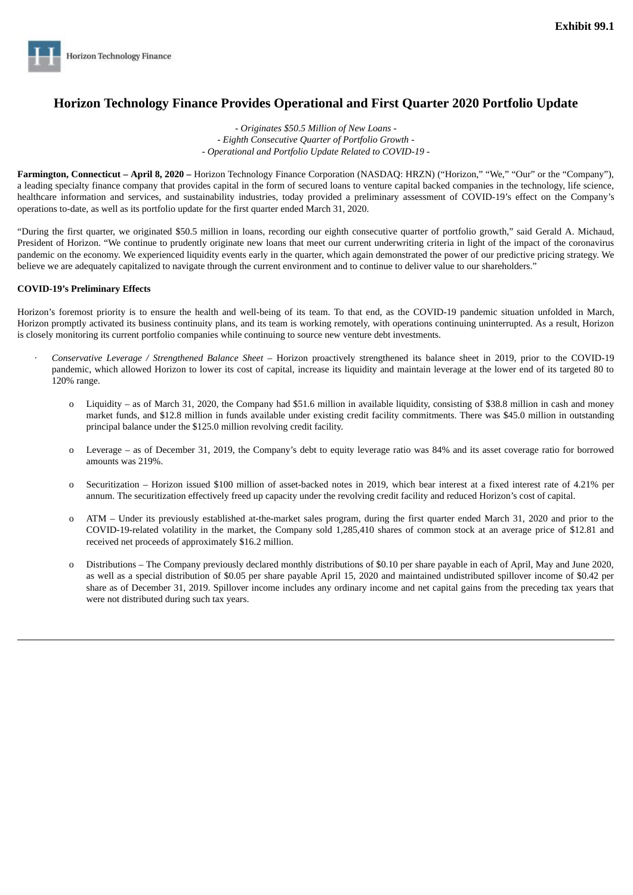**Exhibit 99.1**

Horizon Technology Finance

# Horizon Technology Finance Provides Operational and First Quarter 2020 Portfolio Update

*- Originates $50.5 Million of New Loans -*
*- Eighth Consecutive Quarter of Portfolio Growth -*
*- Operational and Portfolio Update Related to COVID-19 -*

**Farmington, Connecticut – April 8, 2020 –** Horizon Technology Finance Corporation (NASDAQ: HRZN) ("Horizon," "We," "Our" or the "Company"), a leading specialty finance company that provides capital in the form of secured loans to venture capital backed companies in the technology, life science, healthcare information and services, and sustainability industries, today provided a preliminary assessment of COVID-19's effect on the Company's operations to-date, as well as its portfolio update for the first quarter ended March 31, 2020.

"During the first quarter, we originated $50.5 million in loans, recording our eighth consecutive quarter of portfolio growth," said Gerald A. Michaud, President of Horizon. "We continue to prudently originate new loans that meet our current underwriting criteria in light of the impact of the coronavirus pandemic on the economy. We experienced liquidity events early in the quarter, which again demonstrated the power of our predictive pricing strategy. We believe we are adequately capitalized to navigate through the current environment and to continue to deliver value to our shareholders."

**COVID-19's Preliminary Effects**

Horizon's foremost priority is to ensure the health and well-being of its team. To that end, as the COVID-19 pandemic situation unfolded in March, Horizon promptly activated its business continuity plans, and its team is working remotely, with operations continuing uninterrupted. As a result, Horizon is closely monitoring its current portfolio companies while continuing to source new venture debt investments.

- *Conservative Leverage / Strengthened Balance Sheet* – Horizon proactively strengthened its balance sheet in 2019, prior to the COVID-19 pandemic, which allowed Horizon to lower its cost of capital, increase its liquidity and maintain leverage at the lower end of its targeted 80 to 120% range.
  - Liquidity – as of March 31, 2020, the Company had $51.6 million in available liquidity, consisting of $38.8 million in cash and money market funds, and $12.8 million in funds available under existing credit facility commitments. There was $45.0 million in outstanding principal balance under the $125.0 million revolving credit facility.
  - Leverage – as of December 31, 2019, the Company's debt to equity leverage ratio was 84% and its asset coverage ratio for borrowed amounts was 219%.
  - Securitization – Horizon issued $100 million of asset-backed notes in 2019, which bear interest at a fixed interest rate of 4.21% per annum. The securitization effectively freed up capacity under the revolving credit facility and reduced Horizon's cost of capital.
  - ATM – Under its previously established at-the-market sales program, during the first quarter ended March 31, 2020 and prior to the COVID-19-related volatility in the market, the Company sold 1,285,410 shares of common stock at an average price of $12.81 and received net proceeds of approximately $16.2 million.
  - Distributions – The Company previously declared monthly distributions of $0.10 per share payable in each of April, May and June 2020, as well as a special distribution of $0.05 per share payable April 15, 2020 and maintained undistributed spillover income of $0.42 per share as of December 31, 2019. Spillover income includes any ordinary income and net capital gains from the preceding tax years that were not distributed during such tax years.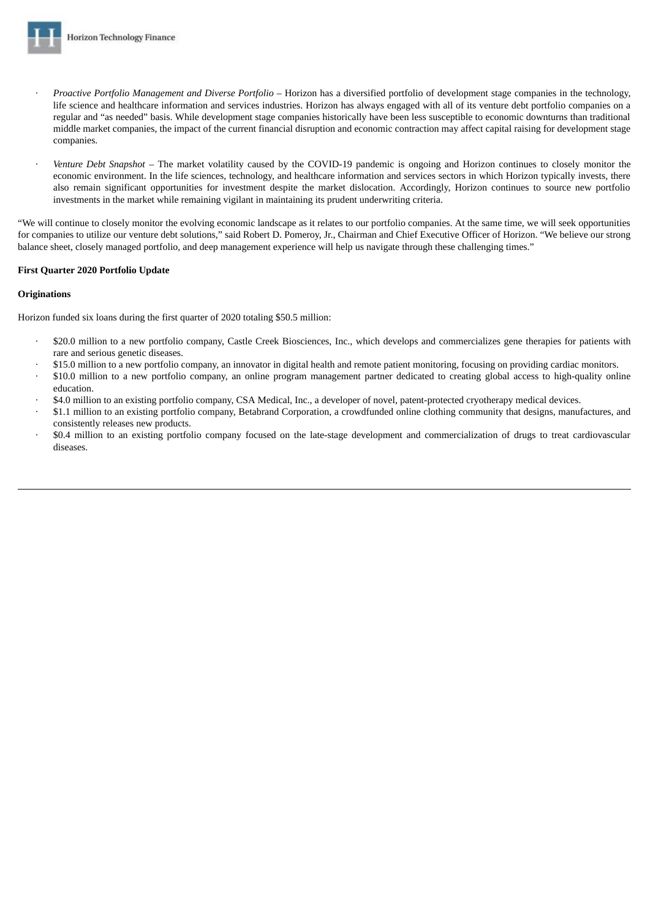- *Proactive Portfolio Management and Diverse Portfolio* – Horizon has a diversified portfolio of development stage companies in the technology, life science and healthcare information and services industries. Horizon has always engaged with all of its venture debt portfolio companies on a regular and "as needed" basis. While development stage companies historically have been less susceptible to economic downturns than traditional middle market companies, the impact of the current financial disruption and economic contraction may affect capital raising for development stage companies.

- *Venture Debt Snapshot* – The market volatility caused by the COVID-19 pandemic is ongoing and Horizon continues to closely monitor the economic environment. In the life sciences, technology, and healthcare information and services sectors in which Horizon typically invests, there also remain significant opportunities for investment despite the market dislocation. Accordingly, Horizon continues to source new portfolio investments in the market while remaining vigilant in maintaining its prudent underwriting criteria.

"We will continue to closely monitor the evolving economic landscape as it relates to our portfolio companies. At the same time, we will seek opportunities for companies to utilize our venture debt solutions," said Robert D. Pomeroy, Jr., Chairman and Chief Executive Officer of Horizon. "We believe our strong balance sheet, closely managed portfolio, and deep management experience will help us navigate through these challenging times."

**First Quarter 2020 Portfolio Update**

**Originations**

Horizon funded six loans during the first quarter of 2020 totaling $50.5 million:

- $20.0 million to a new portfolio company, Castle Creek Biosciences, Inc., which develops and commercializes gene therapies for patients with rare and serious genetic diseases.
- $15.0 million to a new portfolio company, an innovator in digital health and remote patient monitoring, focusing on providing cardiac monitors.
- $10.0 million to a new portfolio company, an online program management partner dedicated to creating global access to high-quality online education.
- $4.0 million to an existing portfolio company, CSA Medical, Inc., a developer of novel, patent-protected cryotherapy medical devices.
- $1.1 million to an existing portfolio company, Betabrand Corporation, a crowdfunded online clothing community that designs, manufactures, and consistently releases new products.
- $0.4 million to an existing portfolio company focused on the late-stage development and commercialization of drugs to treat cardiovascular diseases.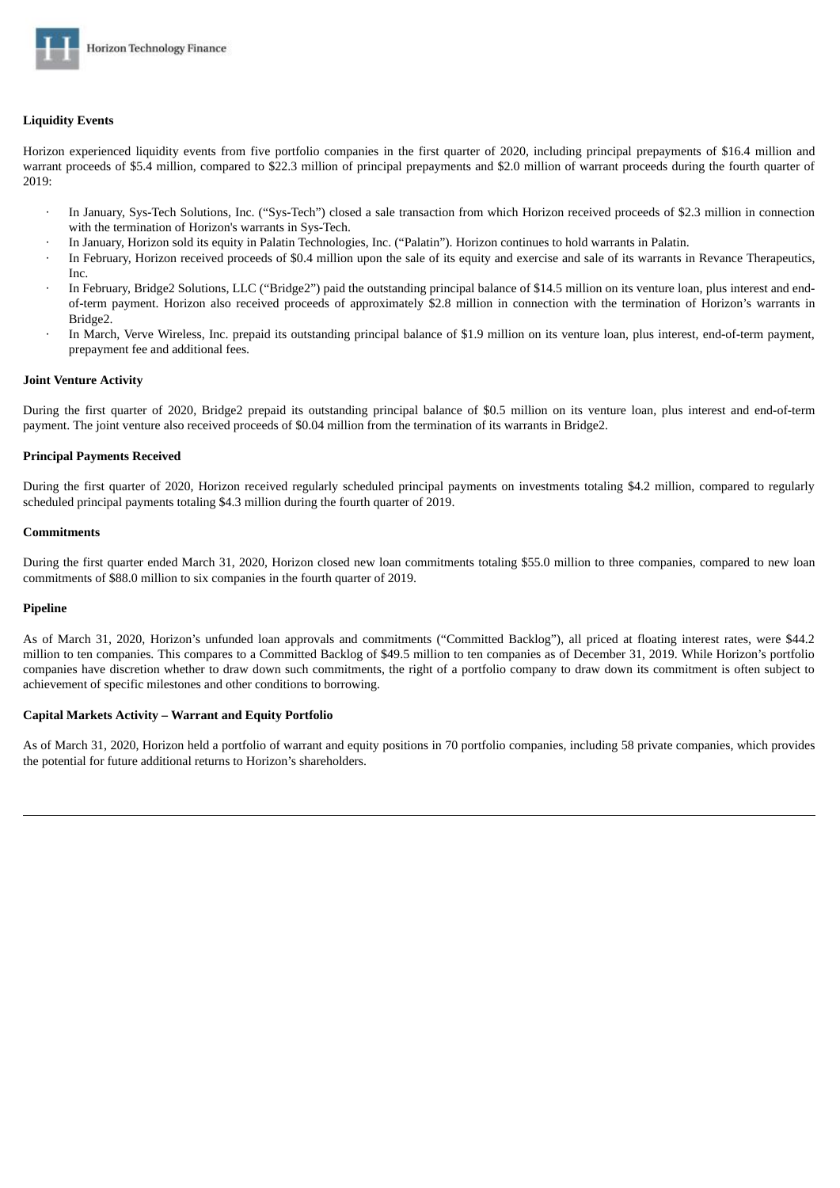**Liquidity Events**

Horizon experienced liquidity events from five portfolio companies in the first quarter of 2020, including principal prepayments of $16.4 million and warrant proceeds of $5.4 million, compared to $22.3 million of principal prepayments and $2.0 million of warrant proceeds during the fourth quarter of 2019:

- In January, Sys-Tech Solutions, Inc. ("Sys-Tech") closed a sale transaction from which Horizon received proceeds of $2.3 million in connection with the termination of Horizon's warrants in Sys-Tech.
- In January, Horizon sold its equity in Palatin Technologies, Inc. ("Palatin"). Horizon continues to hold warrants in Palatin.
- In February, Horizon received proceeds of $0.4 million upon the sale of its equity and exercise and sale of its warrants in Revance Therapeutics, Inc.
- In February, Bridge2 Solutions, LLC ("Bridge2") paid the outstanding principal balance of $14.5 million on its venture loan, plus interest and end-of-term payment. Horizon also received proceeds of approximately $2.8 million in connection with the termination of Horizon's warrants in Bridge2.
- In March, Verve Wireless, Inc. prepaid its outstanding principal balance of $1.9 million on its venture loan, plus interest, end-of-term payment, prepayment fee and additional fees.

**Joint Venture Activity**

During the first quarter of 2020, Bridge2 prepaid its outstanding principal balance of $0.5 million on its venture loan, plus interest and end-of-term payment. The joint venture also received proceeds of $0.04 million from the termination of its warrants in Bridge2.

**Principal Payments Received**

During the first quarter of 2020, Horizon received regularly scheduled principal payments on investments totaling $4.2 million, compared to regularly scheduled principal payments totaling $4.3 million during the fourth quarter of 2019.

**Commitments**

During the first quarter ended March 31, 2020, Horizon closed new loan commitments totaling $55.0 million to three companies, compared to new loan commitments of $88.0 million to six companies in the fourth quarter of 2019.

**Pipeline**

As of March 31, 2020, Horizon's unfunded loan approvals and commitments ("Committed Backlog"), all priced at floating interest rates, were $44.2 million to ten companies. This compares to a Committed Backlog of $49.5 million to ten companies as of December 31, 2019. While Horizon's portfolio companies have discretion whether to draw down such commitments, the right of a portfolio company to draw down its commitment is often subject to achievement of specific milestones and other conditions to borrowing.

**Capital Markets Activity – Warrant and Equity Portfolio**

As of March 31, 2020, Horizon held a portfolio of warrant and equity positions in 70 portfolio companies, including 58 private companies, which provides the potential for future additional returns to Horizon's shareholders.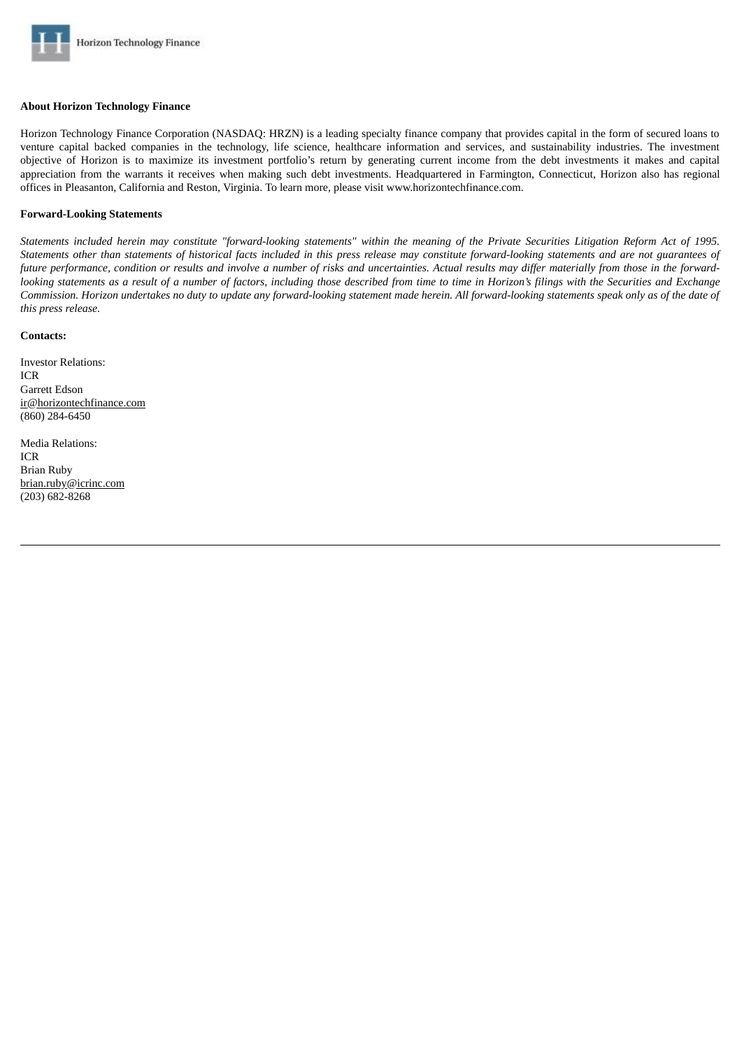**About Horizon Technology Finance**

Horizon Technology Finance Corporation (NASDAQ: HRZN) is a leading specialty finance company that provides capital in the form of secured loans to venture capital backed companies in the technology, life science, healthcare information and services, and sustainability industries. The investment objective of Horizon is to maximize its investment portfolio's return by generating current income from the debt investments it makes and capital appreciation from the warrants it receives when making such debt investments. Headquartered in Farmington, Connecticut, Horizon also has regional offices in Pleasanton, California and Reston, Virginia. To learn more, please visit www.horizontechfinance.com.

**Forward-Looking Statements**

*Statements included herein may constitute "forward-looking statements" within the meaning of the Private Securities Litigation Reform Act of 1995. Statements other than statements of historical facts included in this press release may constitute forward-looking statements and are not guarantees of future performance, condition or results and involve a number of risks and uncertainties. Actual results may differ materially from those in the forward-looking statements as a result of a number of factors, including those described from time to time in Horizon's filings with the Securities and Exchange Commission. Horizon undertakes no duty to update any forward-looking statement made herein. All forward-looking statements speak only as of the date of this press release.*

**Contacts:**

Investor Relations:
ICR
Garrett Edson
ir@horizontechfinance.com
(860) 284-6450

Media Relations:
ICR
Brian Ruby
brian.ruby@icrinc.com
(203) 682-8268